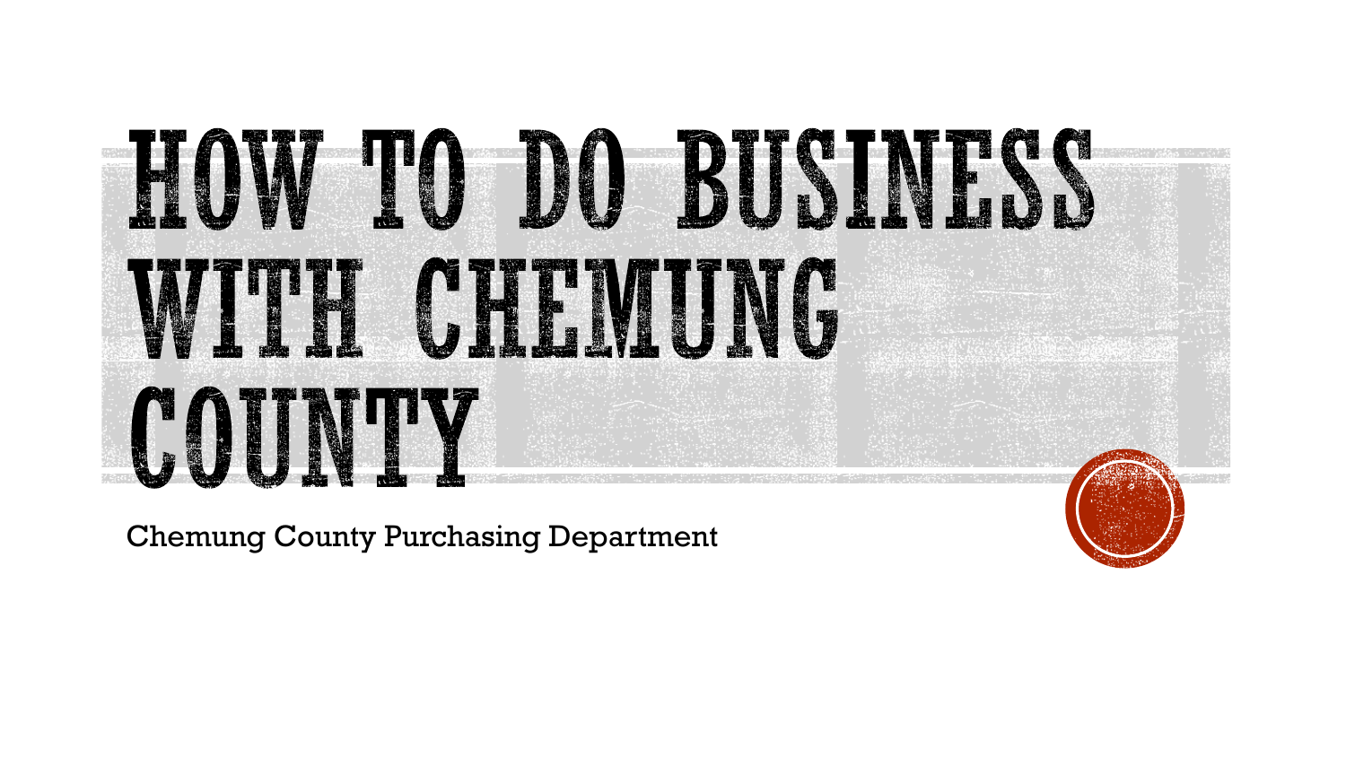# HOW TO DO BUSINESS WITH CHEMUNG COUNTY

Chemung County Purchasing Department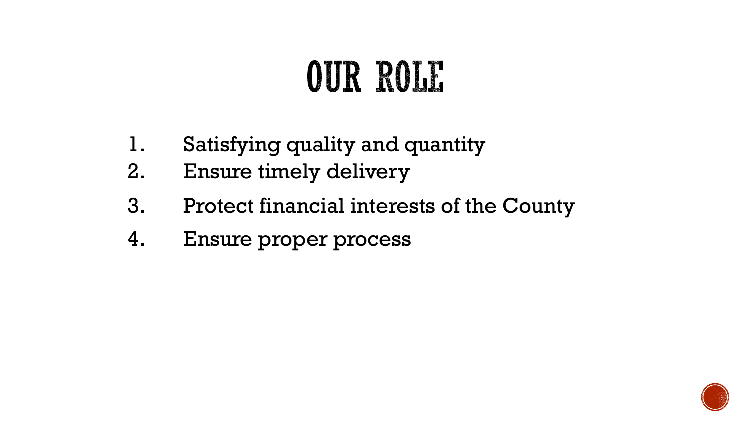# OUR ROLE

1. Satisfying quality and quantity
2. Ensure timely delivery
3. Protect financial interests of the County
4. Ensure proper process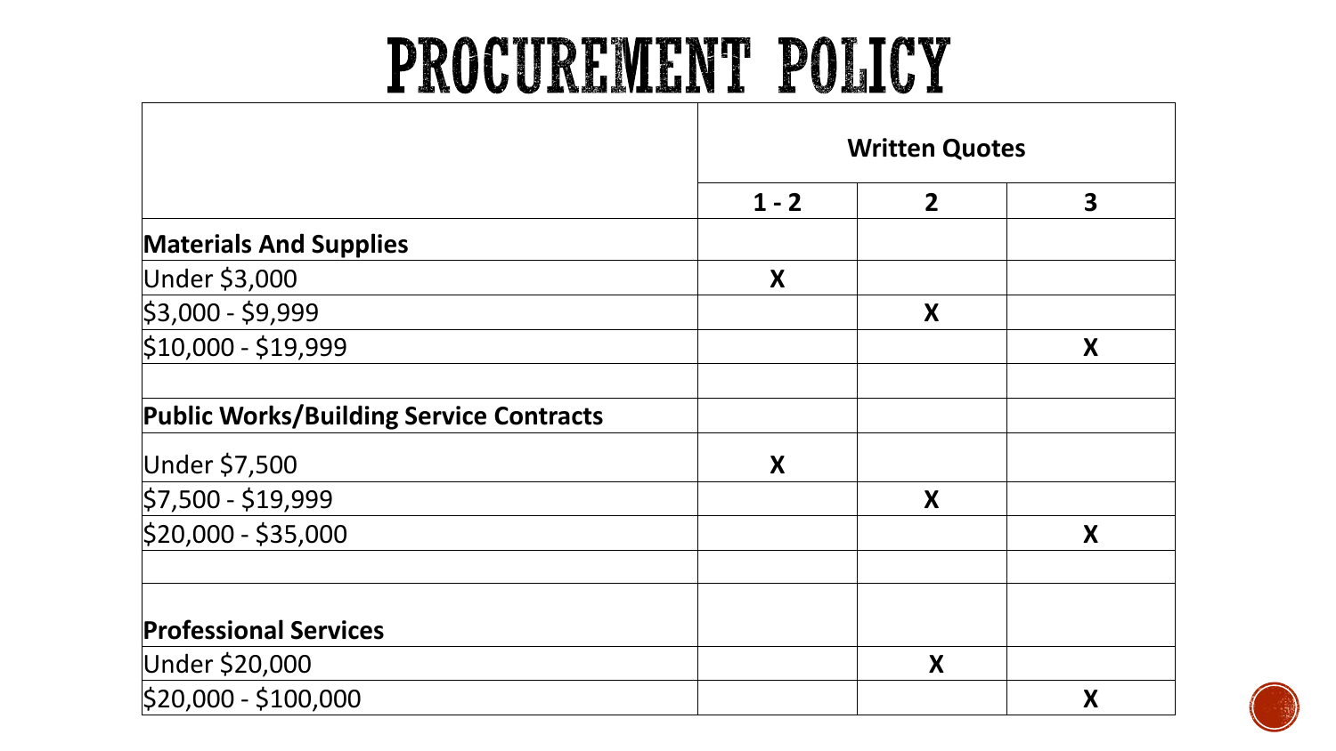# PROCUREMENT POLICY

| | Written Quotes | | |
|---|---|---|---|
| | 1 - 2 | 2 | 3 |
| **Materials And Supplies** | | | |
| Under $3,000 | X | | |
| $3,000 - $9,999 | | X | |
| $10,000 - $19,999 | | | X |
| | | | |
| **Public Works/Building Service Contracts** | | | |
| Under $7,500 | X | | |
| $7,500 - $19,999 | | X | |
| $20,000 - $35,000 | | | X |
| | | | |
| **Professional Services** | | | |
| Under $20,000 | | X | |
| $20,000 - $100,000 | | | X |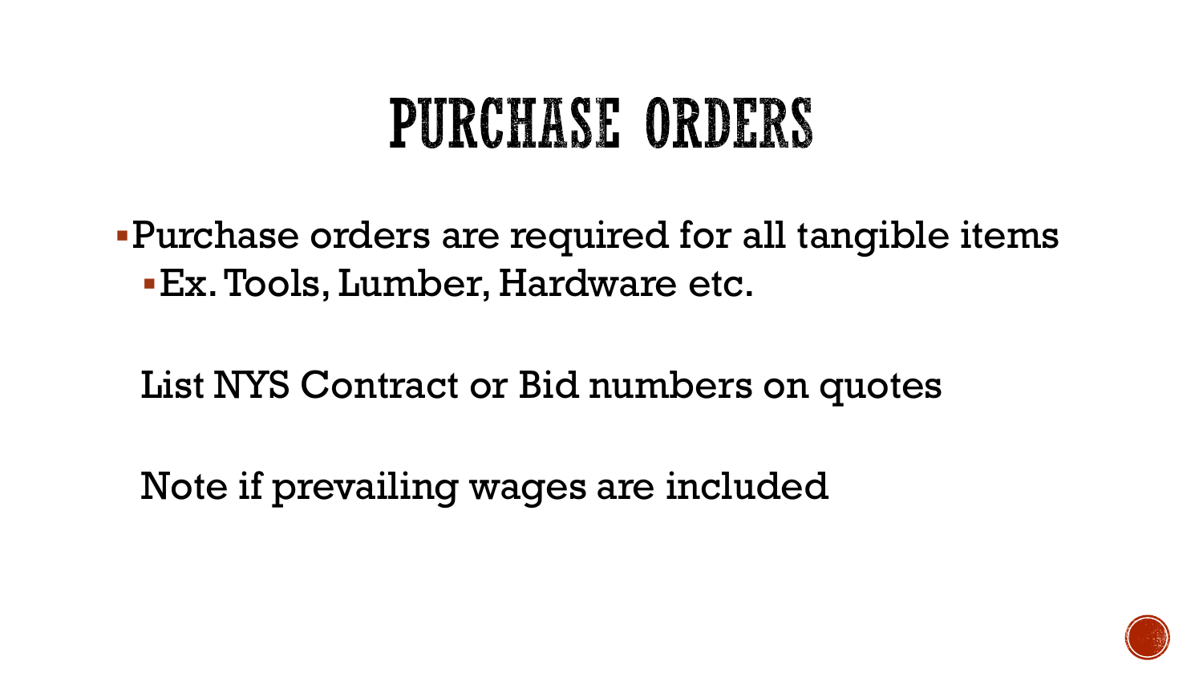# PURCHASE ORDERS

- Purchase orders are required for all tangible items
  - Ex. Tools, Lumber, Hardware etc.

List NYS Contract or Bid numbers on quotes

Note if prevailing wages are included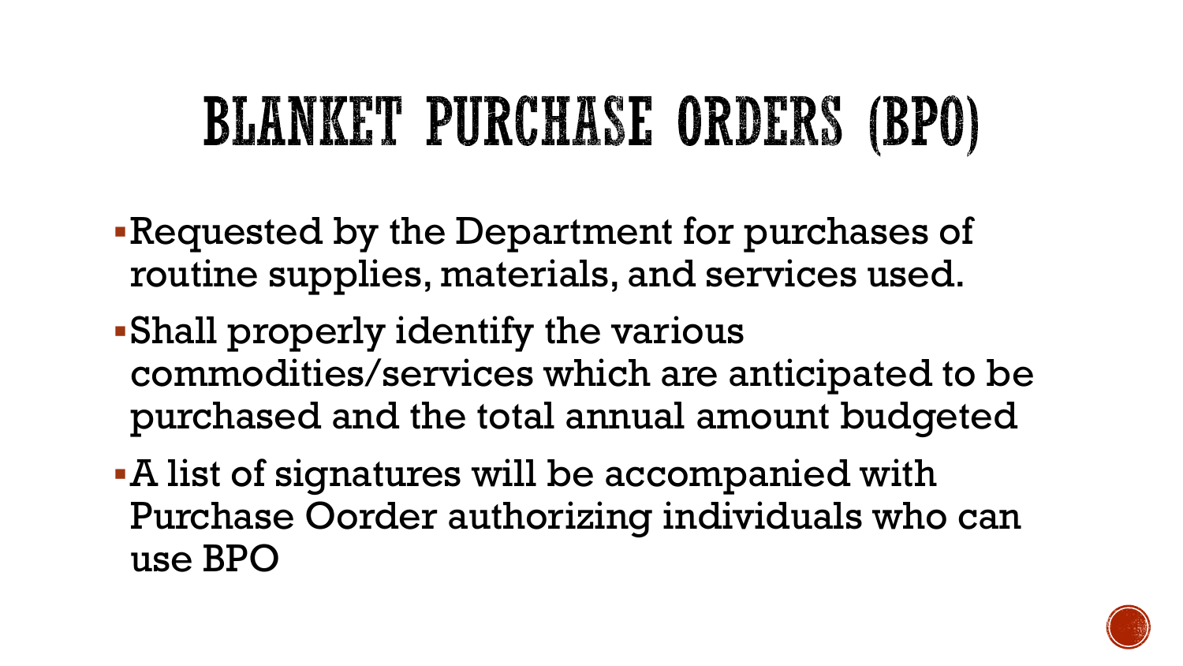# BLANKET PURCHASE ORDERS (BPO)

- Requested by the Department for purchases of routine supplies, materials, and services used.
- Shall properly identify the various commodities/services which are anticipated to be purchased and the total annual amount budgeted
- A list of signatures will be accompanied with Purchase Oorder authorizing individuals who can use BPO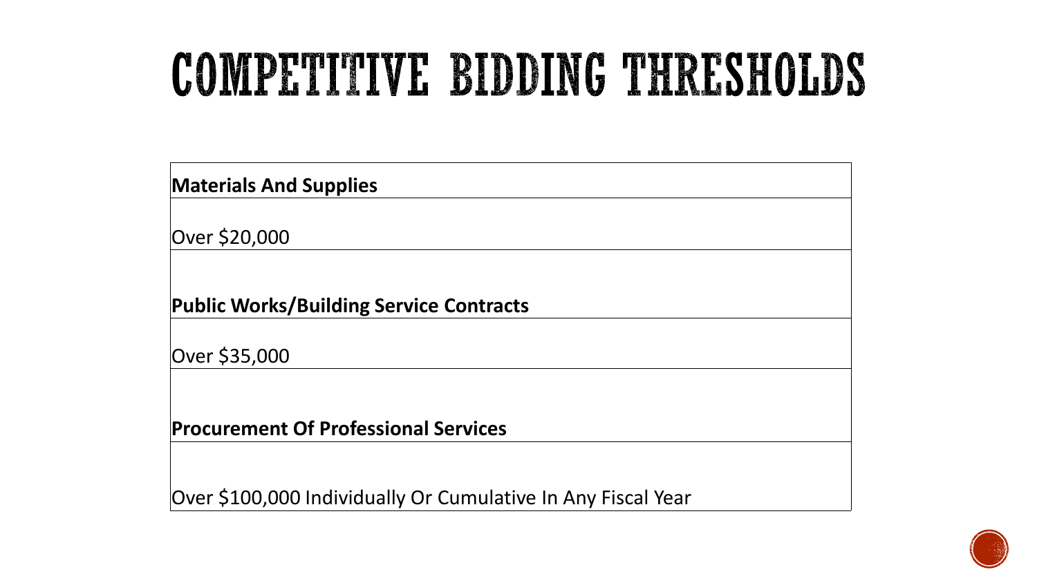# COMPETITIVE BIDDING THRESHOLDS

| **Materials And Supplies** |
| --- |
| Over $20,000 |
| **Public Works/Building Service Contracts** |
| Over $35,000 |
| **Procurement Of Professional Services** |
| Over $100,000 Individually Or Cumulative In Any Fiscal Year |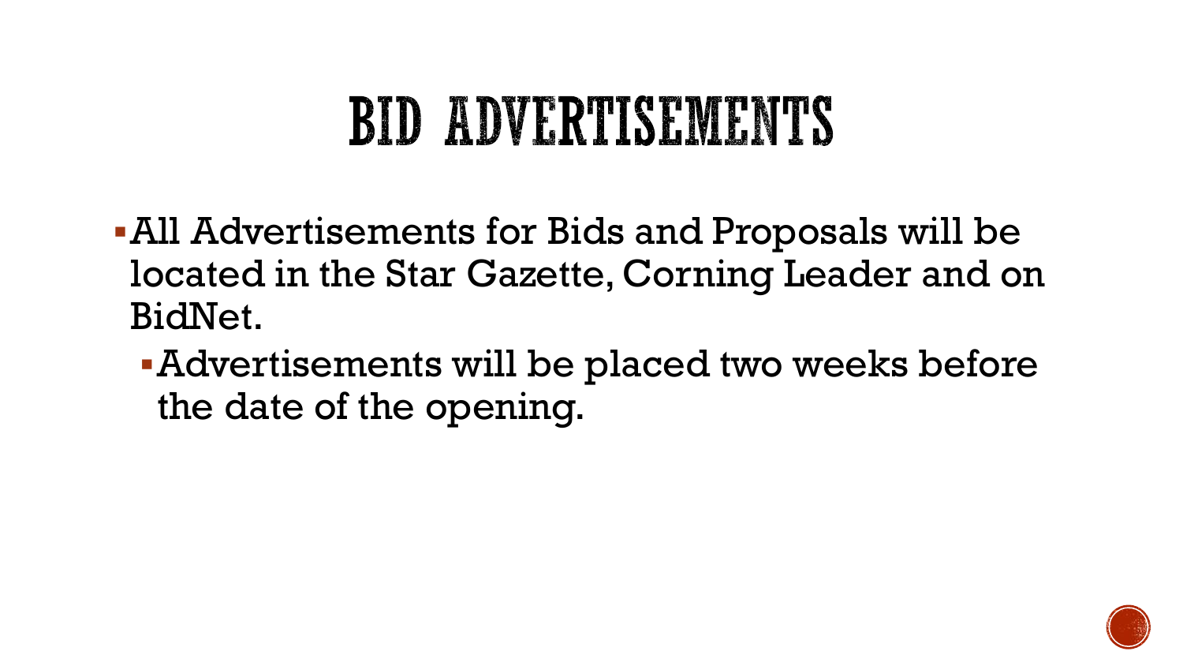# BID ADVERTISEMENTS

- All Advertisements for Bids and Proposals will be located in the Star Gazette, Corning Leader and on BidNet.
  - Advertisements will be placed two weeks before the date of the opening.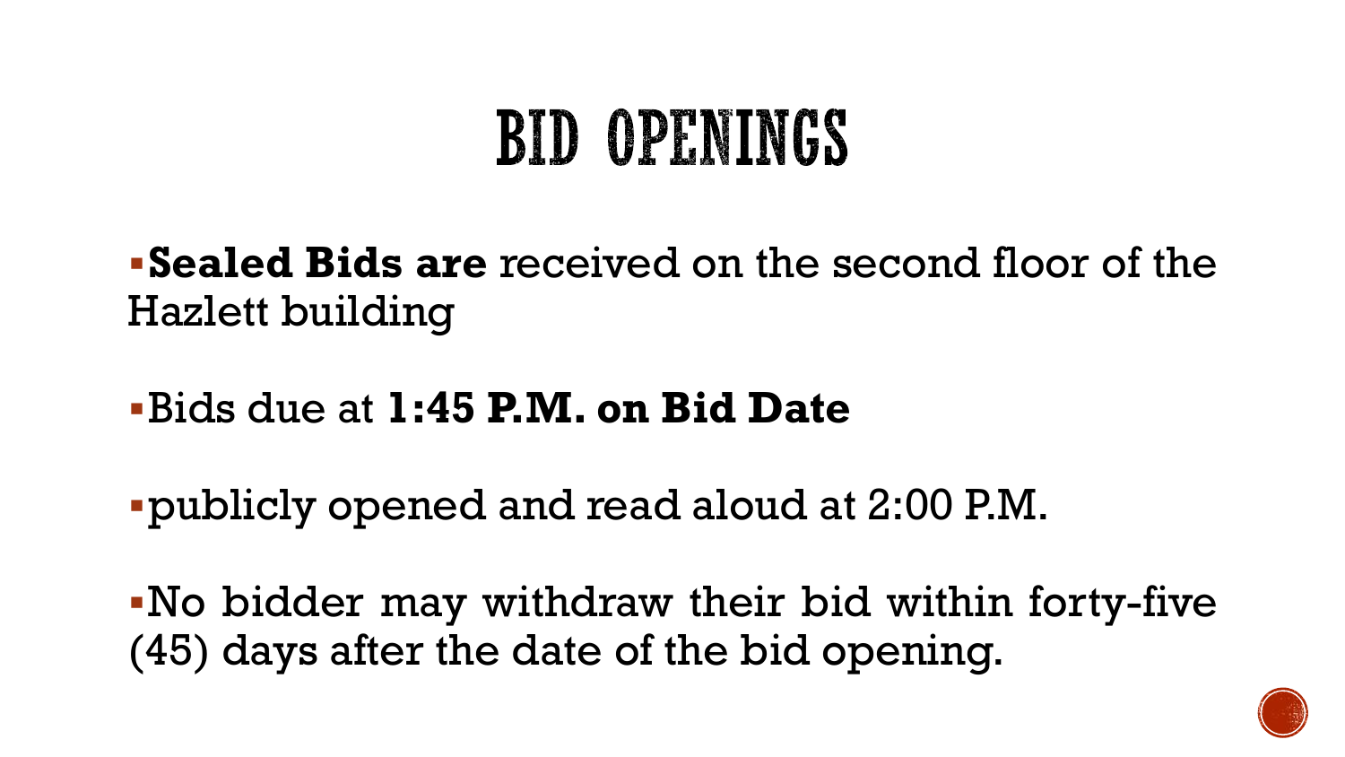# BID OPENINGS

- **Sealed Bids are** received on the second floor of the Hazlett building
- Bids due at **1:45 P.M. on Bid Date**
- publicly opened and read aloud at 2:00 P.M.
- No bidder may withdraw their bid within forty-five (45) days after the date of the bid opening.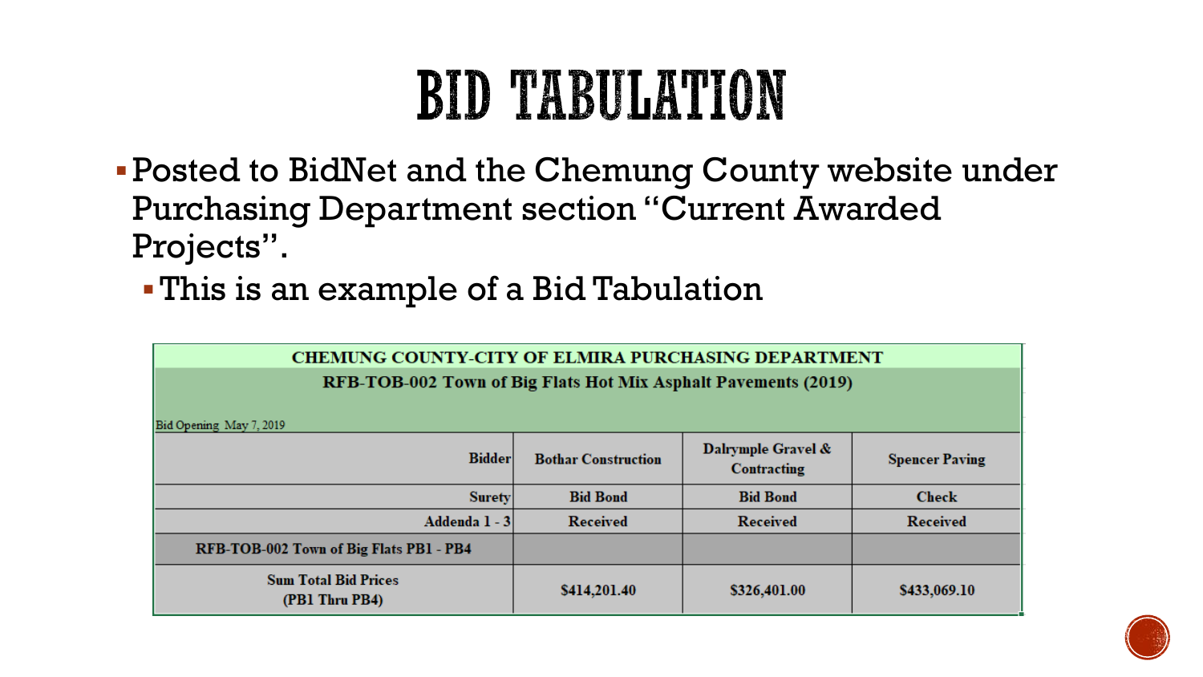# BID TABULATION

- Posted to BidNet and the Chemung County website under Purchasing Department section “Current Awarded Projects”.
  - This is an example of a Bid Tabulation

| CHEMUNG COUNTY-CITY OF ELMIRA PURCHASING DEPARTMENT | | | |
|---|---|---|---|
| **RFB-TOB-002 Town of Big Flats Hot Mix Asphalt Pavements (2019)** | | | |
| Bid Opening May 7, 2019 | | | |
| **Bidder** | **Bothar Construction** | **Dalrymple Gravel & Contracting** | **Spencer Paving** |
| **Surety** | **Bid Bond** | **Bid Bond** | **Check** |
| **Addenda 1 - 3** | **Received** | **Received** | **Received** |
| **RFB-TOB-002 Town of Big Flats PB1 - PB4** | | | |
| **Sum Total Bid Prices (PB1 Thru PB4)** | **$414,201.40** | **$326,401.00** | **$433,069.10** |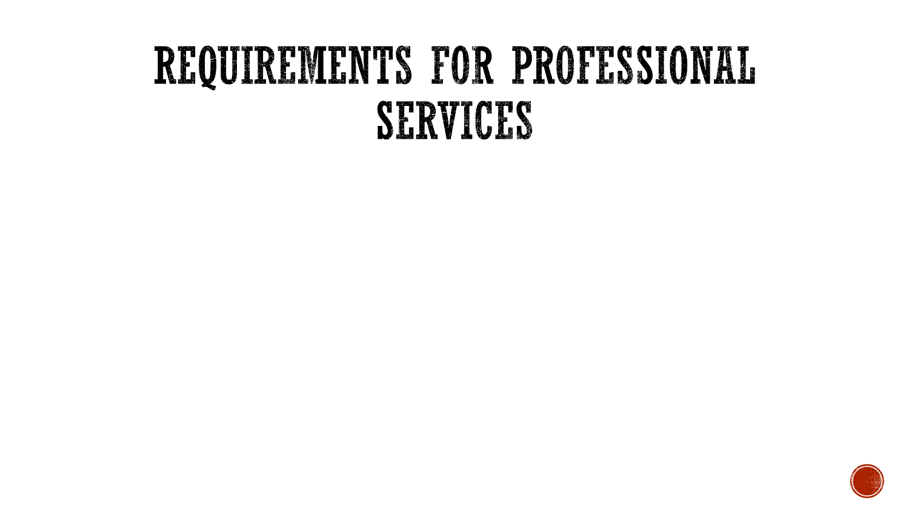# REQUIREMENTS FOR PROFESSIONAL SERVICES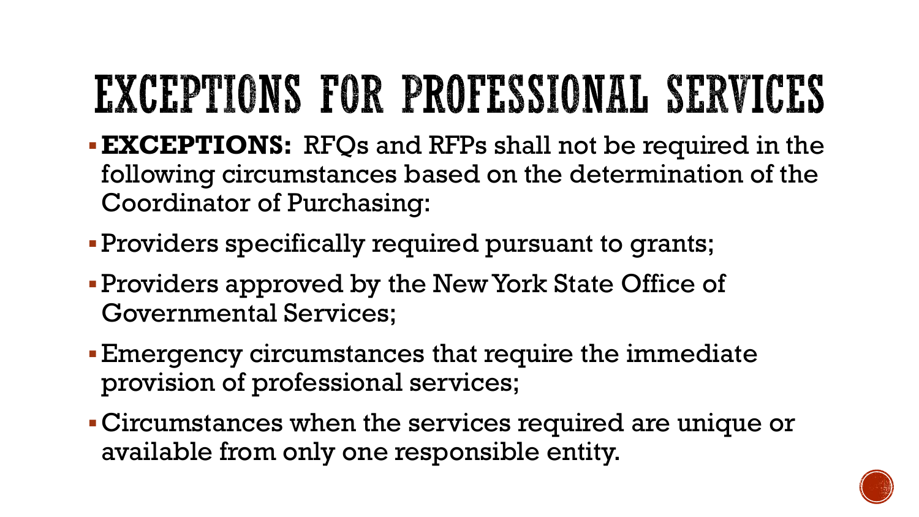# EXCEPTIONS FOR PROFESSIONAL SERVICES

- **EXCEPTIONS:** RFQs and RFPs shall not be required in the following circumstances based on the determination of the Coordinator of Purchasing:
- Providers specifically required pursuant to grants;
- Providers approved by the New York State Office of Governmental Services;
- Emergency circumstances that require the immediate provision of professional services;
- Circumstances when the services required are unique or available from only one responsible entity.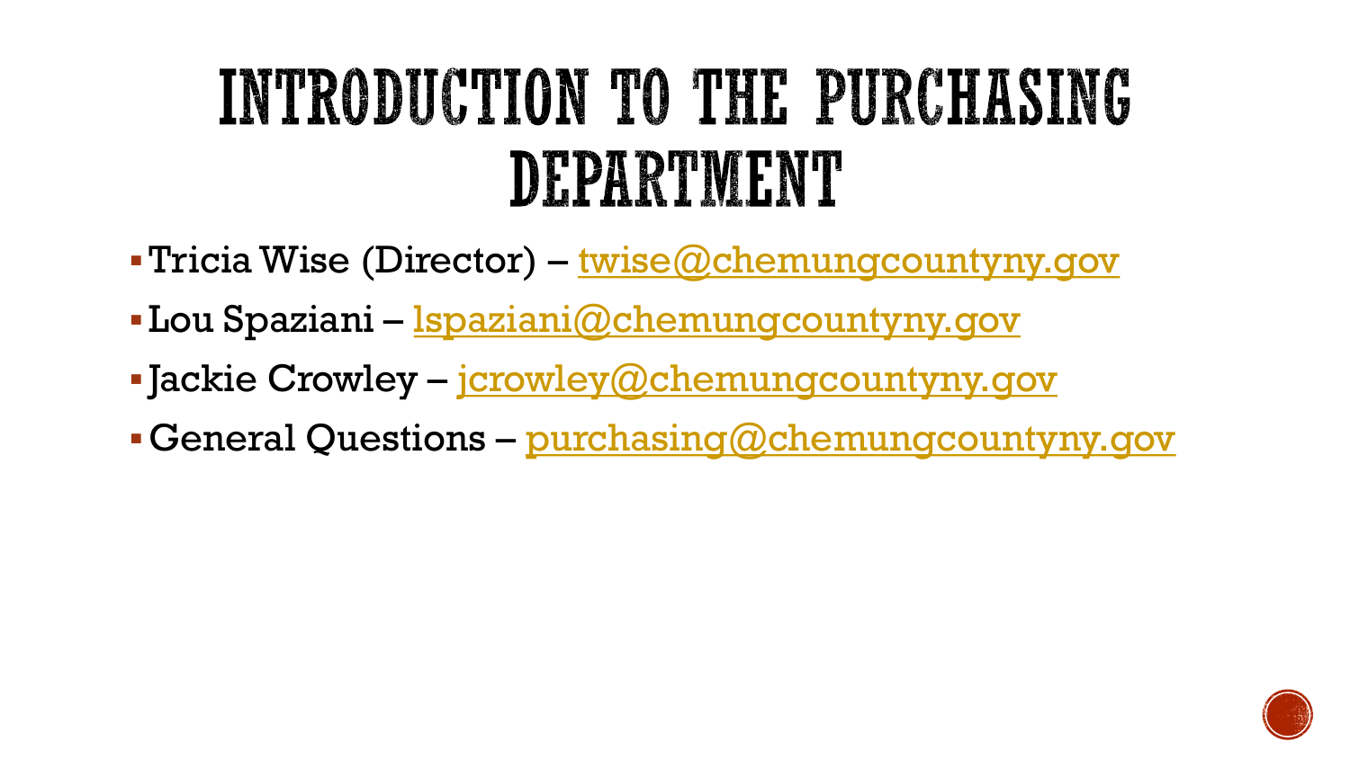# INTRODUCTION TO THE PURCHASING DEPARTMENT

- Tricia Wise (Director) – twise@chemungcountyny.gov
- Lou Spaziani – lspaziani@chemungcountyny.gov
- Jackie Crowley – jcrowley@chemungcountyny.gov
- General Questions – purchasing@chemungcountyny.gov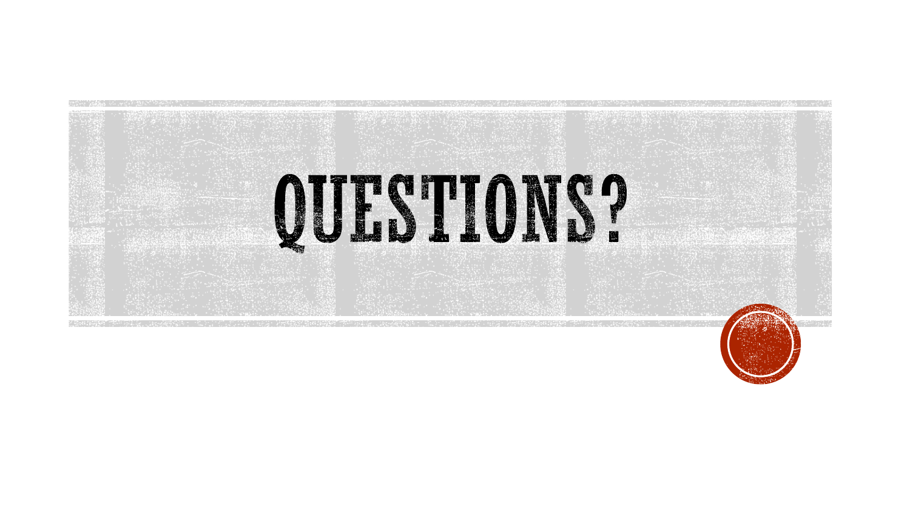# QUESTIONS?